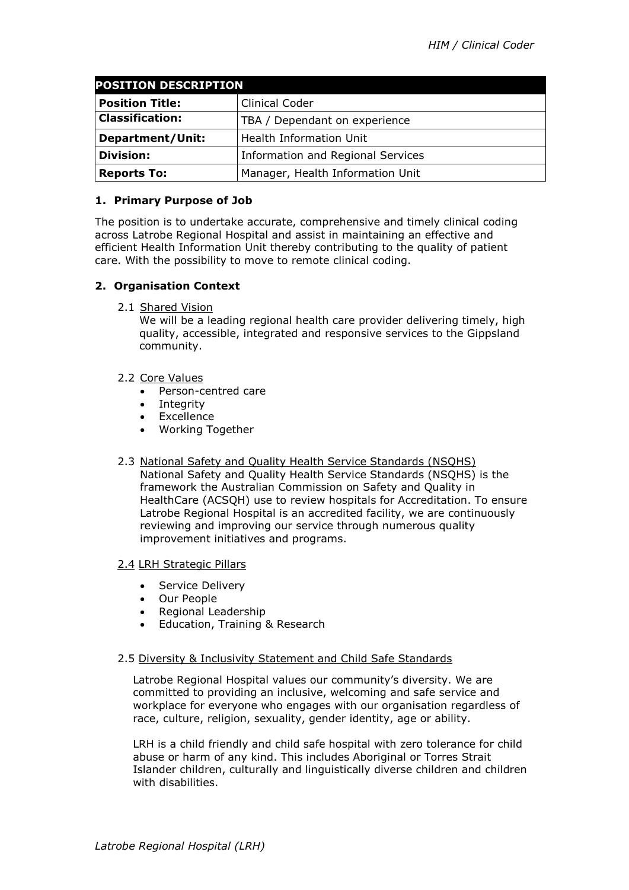| POSITION DESCRIPTION | |
|---|---|
| **Position Title:** | Clinical Coder |
| **Classification:** | TBA / Dependant on experience |
| **Department/Unit:** | Health Information Unit |
| **Division:** | Information and Regional Services |
| **Reports To:** | Manager, Health Information Unit |

**1. Primary Purpose of Job**

The position is to undertake accurate, comprehensive and timely clinical coding across Latrobe Regional Hospital and assist in maintaining an effective and efficient Health Information Unit thereby contributing to the quality of patient care. With the possibility to move to remote clinical coding.

**2. Organisation Context**

2.1 Shared Vision

We will be a leading regional health care provider delivering timely, high quality, accessible, integrated and responsive services to the Gippsland community.

2.2 Core Values

- Person-centred care
- Integrity
- Excellence
- Working Together

2.3 National Safety and Quality Health Service Standards (NSQHS)

National Safety and Quality Health Service Standards (NSQHS) is the framework the Australian Commission on Safety and Quality in HealthCare (ACSQH) use to review hospitals for Accreditation. To ensure Latrobe Regional Hospital is an accredited facility, we are continuously reviewing and improving our service through numerous quality improvement initiatives and programs.

2.4 LRH Strategic Pillars

- Service Delivery
- Our People
- Regional Leadership
- Education, Training & Research

2.5 Diversity & Inclusivity Statement and Child Safe Standards

Latrobe Regional Hospital values our community's diversity. We are committed to providing an inclusive, welcoming and safe service and workplace for everyone who engages with our organisation regardless of race, culture, religion, sexuality, gender identity, age or ability.

LRH is a child friendly and child safe hospital with zero tolerance for child abuse or harm of any kind. This includes Aboriginal or Torres Strait Islander children, culturally and linguistically diverse children and children with disabilities.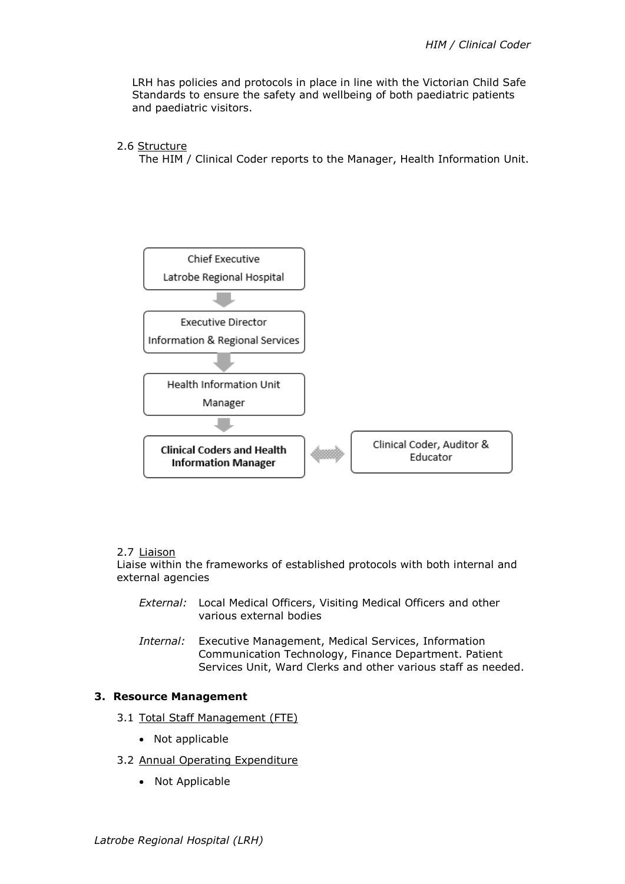LRH has policies and protocols in place in line with the Victorian Child Safe Standards to ensure the safety and wellbeing of both paediatric patients and paediatric visitors.

2.6 Structure

The HIM / Clinical Coder reports to the Manager, Health Information Unit.

Chief Executive
Latrobe Regional Hospital

Executive Director
Information & Regional Services

Health Information Unit
Manager

**Clinical Coders and Health Information Manager**

Clinical Coder, Auditor & Educator

2.7 Liaison

Liaise within the frameworks of established protocols with both internal and external agencies

*External:* Local Medical Officers, Visiting Medical Officers and other various external bodies

*Internal:* Executive Management, Medical Services, Information Communication Technology, Finance Department. Patient Services Unit, Ward Clerks and other various staff as needed.

## 3. Resource Management

3.1 Total Staff Management (FTE)

- Not applicable

3.2 Annual Operating Expenditure

- Not Applicable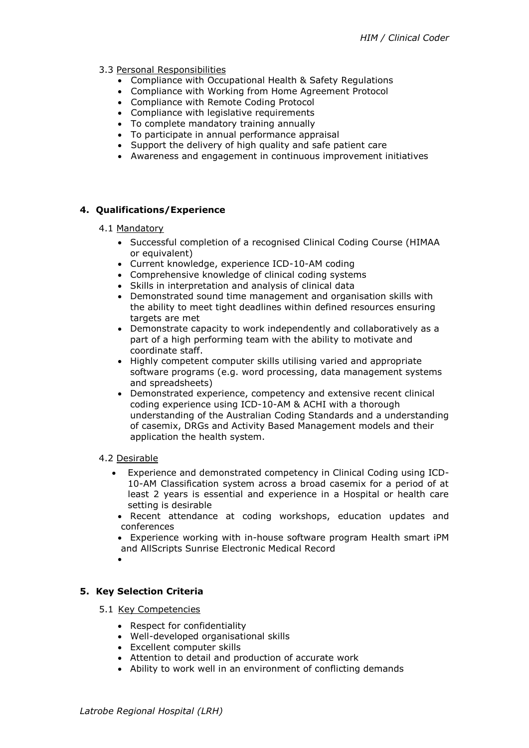3.3 Personal Responsibilities

- Compliance with Occupational Health & Safety Regulations
- Compliance with Working from Home Agreement Protocol
- Compliance with Remote Coding Protocol
- Compliance with legislative requirements
- To complete mandatory training annually
- To participate in annual performance appraisal
- Support the delivery of high quality and safe patient care
- Awareness and engagement in continuous improvement initiatives

## 4. Qualifications/Experience

4.1 Mandatory

- Successful completion of a recognised Clinical Coding Course (HIMAA or equivalent)
- Current knowledge, experience ICD-10-AM coding
- Comprehensive knowledge of clinical coding systems
- Skills in interpretation and analysis of clinical data
- Demonstrated sound time management and organisation skills with the ability to meet tight deadlines within defined resources ensuring targets are met
- Demonstrate capacity to work independently and collaboratively as a part of a high performing team with the ability to motivate and coordinate staff.
- Highly competent computer skills utilising varied and appropriate software programs (e.g. word processing, data management systems and spreadsheets)
- Demonstrated experience, competency and extensive recent clinical coding experience using ICD-10-AM & ACHI with a thorough understanding of the Australian Coding Standards and a understanding of casemix, DRGs and Activity Based Management models and their application the health system.

4.2 Desirable

- Experience and demonstrated competency in Clinical Coding using ICD-10-AM Classification system across a broad casemix for a period of at least 2 years is essential and experience in a Hospital or health care setting is desirable
- Recent attendance at coding workshops, education updates and conferences
- Experience working with in-house software program Health smart iPM and AllScripts Sunrise Electronic Medical Record

## 5. Key Selection Criteria

5.1 Key Competencies

- Respect for confidentiality
- Well-developed organisational skills
- Excellent computer skills
- Attention to detail and production of accurate work
- Ability to work well in an environment of conflicting demands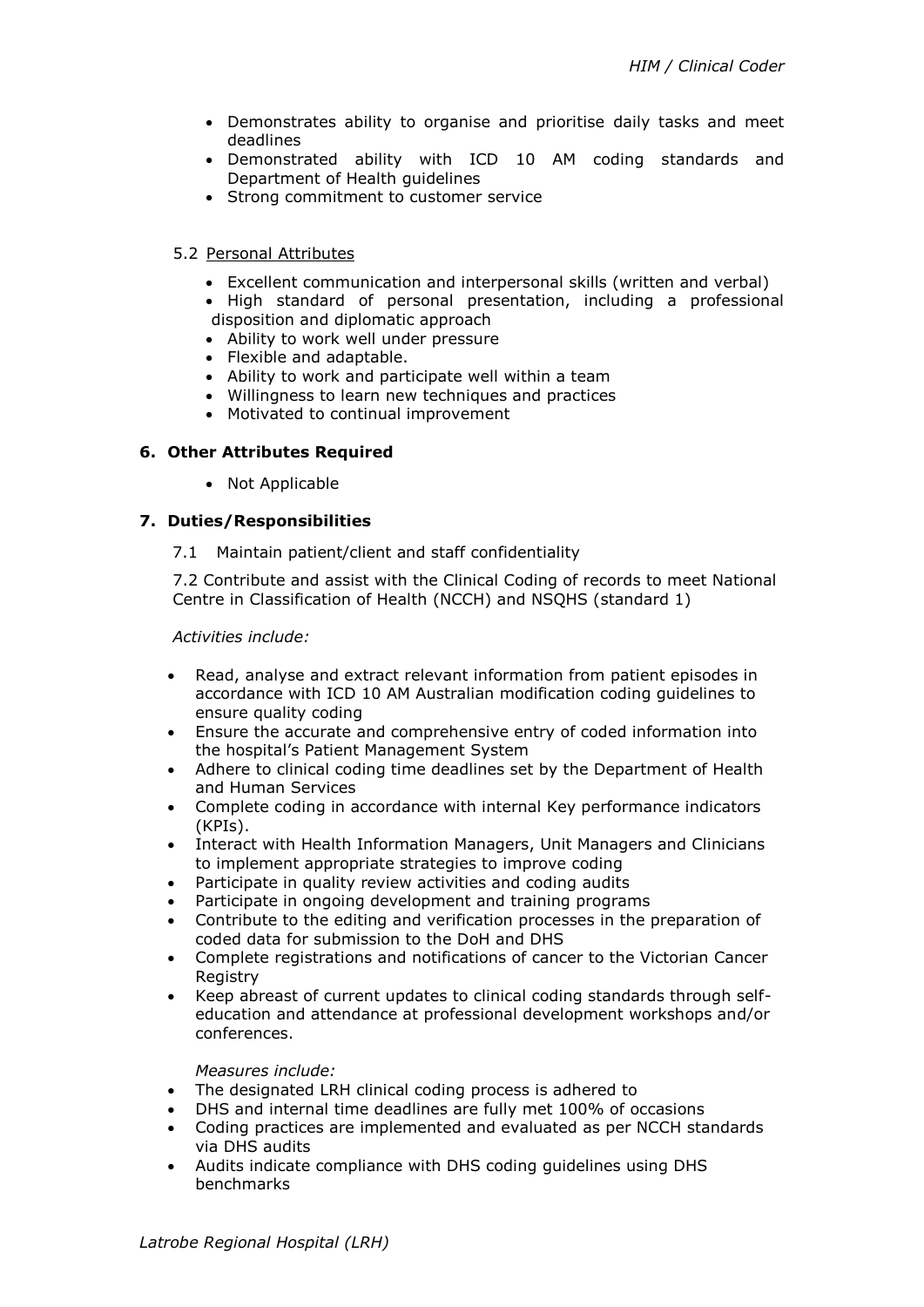- Demonstrates ability to organise and prioritise daily tasks and meet deadlines
- Demonstrated ability with ICD 10 AM coding standards and Department of Health guidelines
- Strong commitment to customer service

5.2 <u>Personal Attributes</u>

- Excellent communication and interpersonal skills (written and verbal)
- High standard of personal presentation, including a professional disposition and diplomatic approach
- Ability to work well under pressure
- Flexible and adaptable.
- Ability to work and participate well within a team
- Willingness to learn new techniques and practices
- Motivated to continual improvement

## 6. Other Attributes Required

- Not Applicable

## 7. Duties/Responsibilities

7.1 Maintain patient/client and staff confidentiality

7.2 Contribute and assist with the Clinical Coding of records to meet National Centre in Classification of Health (NCCH) and NSQHS (standard 1)

*Activities include:*

- Read, analyse and extract relevant information from patient episodes in accordance with ICD 10 AM Australian modification coding guidelines to ensure quality coding
- Ensure the accurate and comprehensive entry of coded information into the hospital's Patient Management System
- Adhere to clinical coding time deadlines set by the Department of Health and Human Services
- Complete coding in accordance with internal Key performance indicators (KPIs).
- Interact with Health Information Managers, Unit Managers and Clinicians to implement appropriate strategies to improve coding
- Participate in quality review activities and coding audits
- Participate in ongoing development and training programs
- Contribute to the editing and verification processes in the preparation of coded data for submission to the DoH and DHS
- Complete registrations and notifications of cancer to the Victorian Cancer Registry
- Keep abreast of current updates to clinical coding standards through self-education and attendance at professional development workshops and/or conferences.

*Measures include:*

- The designated LRH clinical coding process is adhered to
- DHS and internal time deadlines are fully met 100% of occasions
- Coding practices are implemented and evaluated as per NCCH standards via DHS audits
- Audits indicate compliance with DHS coding guidelines using DHS benchmarks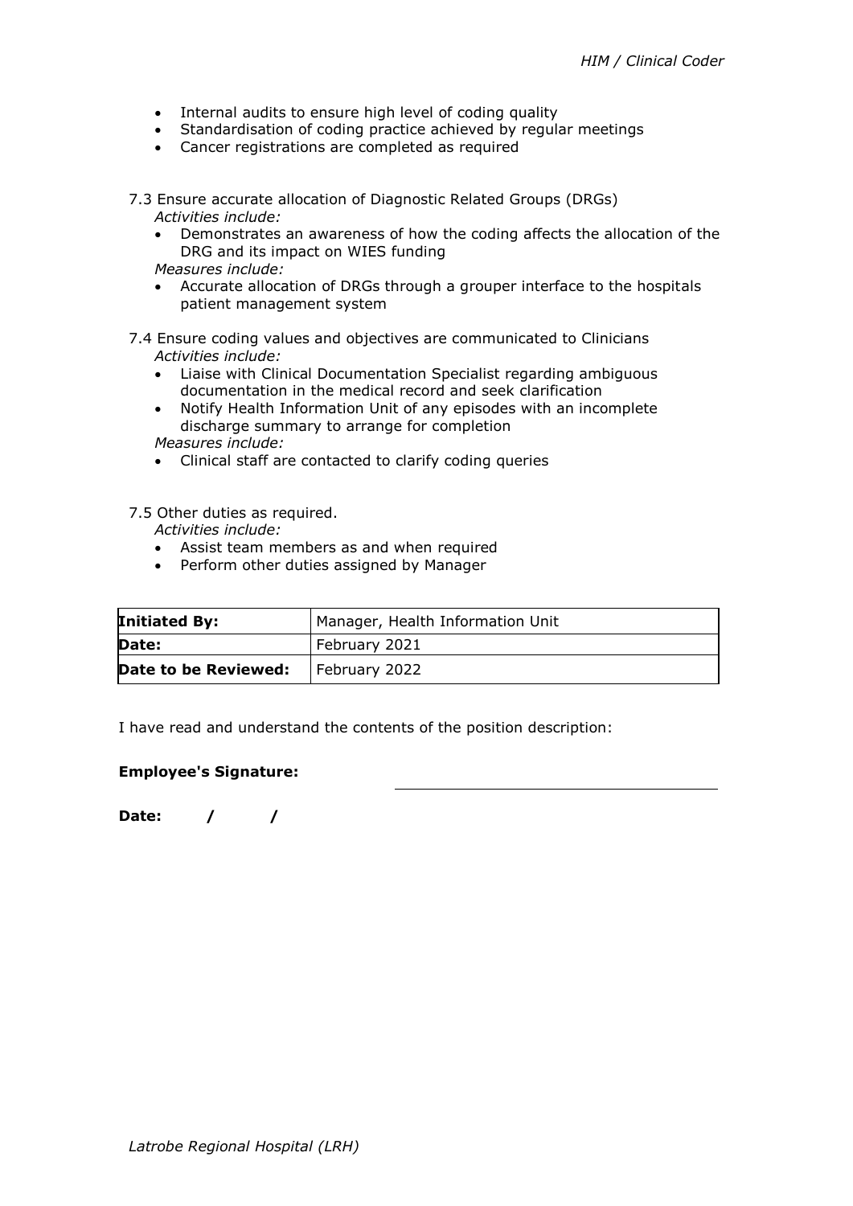- Internal audits to ensure high level of coding quality
- Standardisation of coding practice achieved by regular meetings
- Cancer registrations are completed as required

7.3 Ensure accurate allocation of Diagnostic Related Groups (DRGs)

*Activities include:*

- Demonstrates an awareness of how the coding affects the allocation of the DRG and its impact on WIES funding

*Measures include:*

- Accurate allocation of DRGs through a grouper interface to the hospitals patient management system

7.4 Ensure coding values and objectives are communicated to Clinicians

*Activities include:*

- Liaise with Clinical Documentation Specialist regarding ambiguous documentation in the medical record and seek clarification
- Notify Health Information Unit of any episodes with an incomplete discharge summary to arrange for completion

*Measures include:*

- Clinical staff are contacted to clarify coding queries

7.5 Other duties as required.

*Activities include:*

- Assist team members as and when required
- Perform other duties assigned by Manager

| | |
|---|---|
| **Initiated By:** | Manager, Health Information Unit |
| **Date:** | February 2021 |
| **Date to be Reviewed:** | February 2022 |

I have read and understand the contents of the position description:

**Employee's Signature:** ______________________________

**Date: / /**